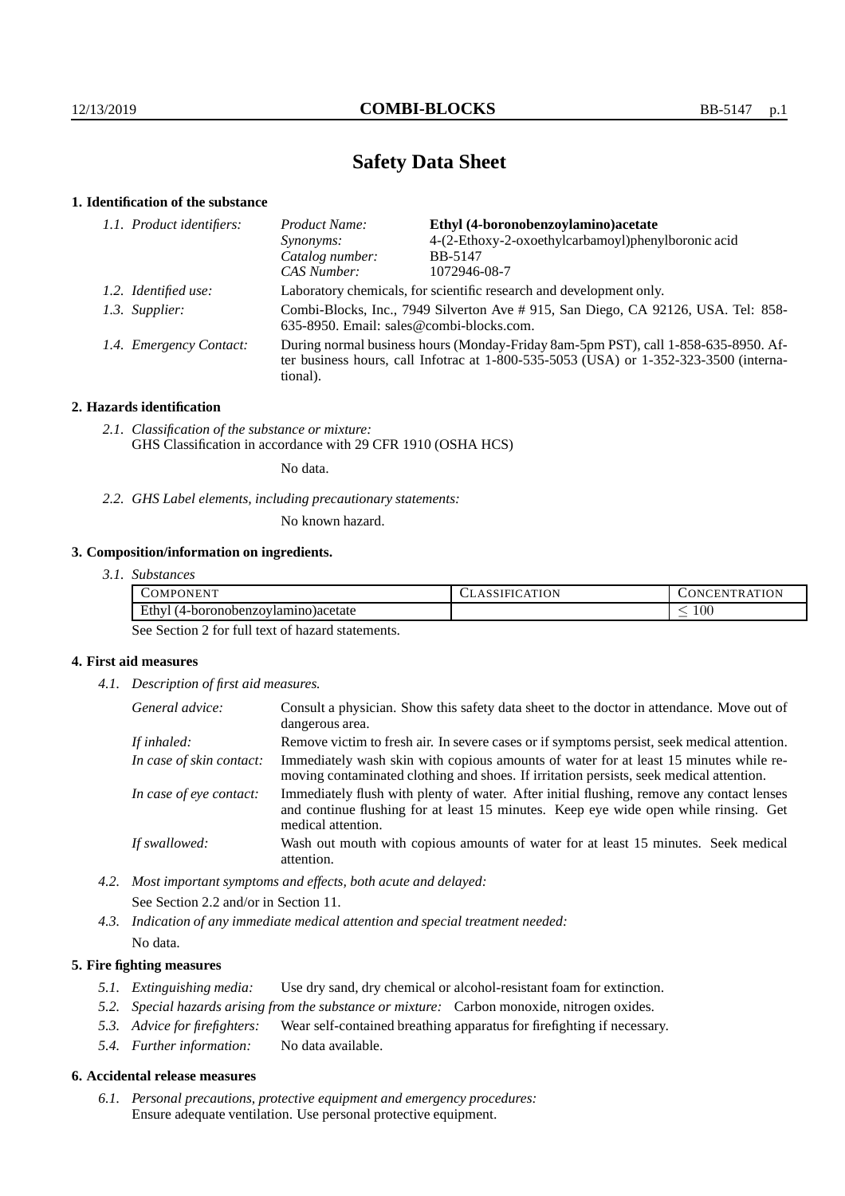# Safety Data Sheet

## 1. Identification of the substance

*1.1. Product identifiers:*

| | |
|---|---|
| *Product Name:* | **Ethyl (4-boronobenzoylamino)acetate** |
| *Synonyms:* | 4-(2-Ethoxy-2-oxoethylcarbamoyl)phenylboronic acid |
| *Catalog number:* | BB-5147 |
| *CAS Number:* | 1072946-08-7 |

*1.2. Identified use:* Laboratory chemicals, for scientific research and development only.

*1.3. Supplier:* Combi-Blocks, Inc., 7949 Silverton Ave # 915, San Diego, CA 92126, USA. Tel: 858-635-8950. Email: sales@combi-blocks.com.

*1.4. Emergency Contact:* During normal business hours (Monday-Friday 8am-5pm PST), call 1-858-635-8950. After business hours, call Infotrac at 1-800-535-5053 (USA) or 1-352-323-3500 (international).

## 2. Hazards identification

*2.1. Classification of the substance or mixture:*
GHS Classification in accordance with 29 CFR 1910 (OSHA HCS)

No data.

*2.2. GHS Label elements, including precautionary statements:*

No known hazard.

## 3. Composition/information on ingredients.

*3.1. Substances*

| COMPONENT | CLASSIFICATION | CONCENTRATION |
|---|---|---|
| Ethyl (4-boronobenzoylamino)acetate | | $\leq 100$ |

See Section 2 for full text of hazard statements.

## 4. First aid measures

*4.1. Description of first aid measures.*

*General advice:* Consult a physician. Show this safety data sheet to the doctor in attendance. Move out of dangerous area.

*If inhaled:* Remove victim to fresh air. In severe cases or if symptoms persist, seek medical attention.

*In case of skin contact:* Immediately wash skin with copious amounts of water for at least 15 minutes while removing contaminated clothing and shoes. If irritation persists, seek medical attention.

*In case of eye contact:* Immediately flush with plenty of water. After initial flushing, remove any contact lenses and continue flushing for at least 15 minutes. Keep eye wide open while rinsing. Get medical attention.

*If swallowed:* Wash out mouth with copious amounts of water for at least 15 minutes. Seek medical attention.

*4.2. Most important symptoms and effects, both acute and delayed:*
See Section 2.2 and/or in Section 11.

*4.3. Indication of any immediate medical attention and special treatment needed:*
No data.

## 5. Fire fighting measures

*5.1. Extinguishing media:* Use dry sand, dry chemical or alcohol-resistant foam for extinction.

*5.2. Special hazards arising from the substance or mixture:* Carbon monoxide, nitrogen oxides.

*5.3. Advice for firefighters:* Wear self-contained breathing apparatus for firefighting if necessary.

*5.4. Further information:* No data available.

## 6. Accidental release measures

*6.1. Personal precautions, protective equipment and emergency procedures:*
Ensure adequate ventilation. Use personal protective equipment.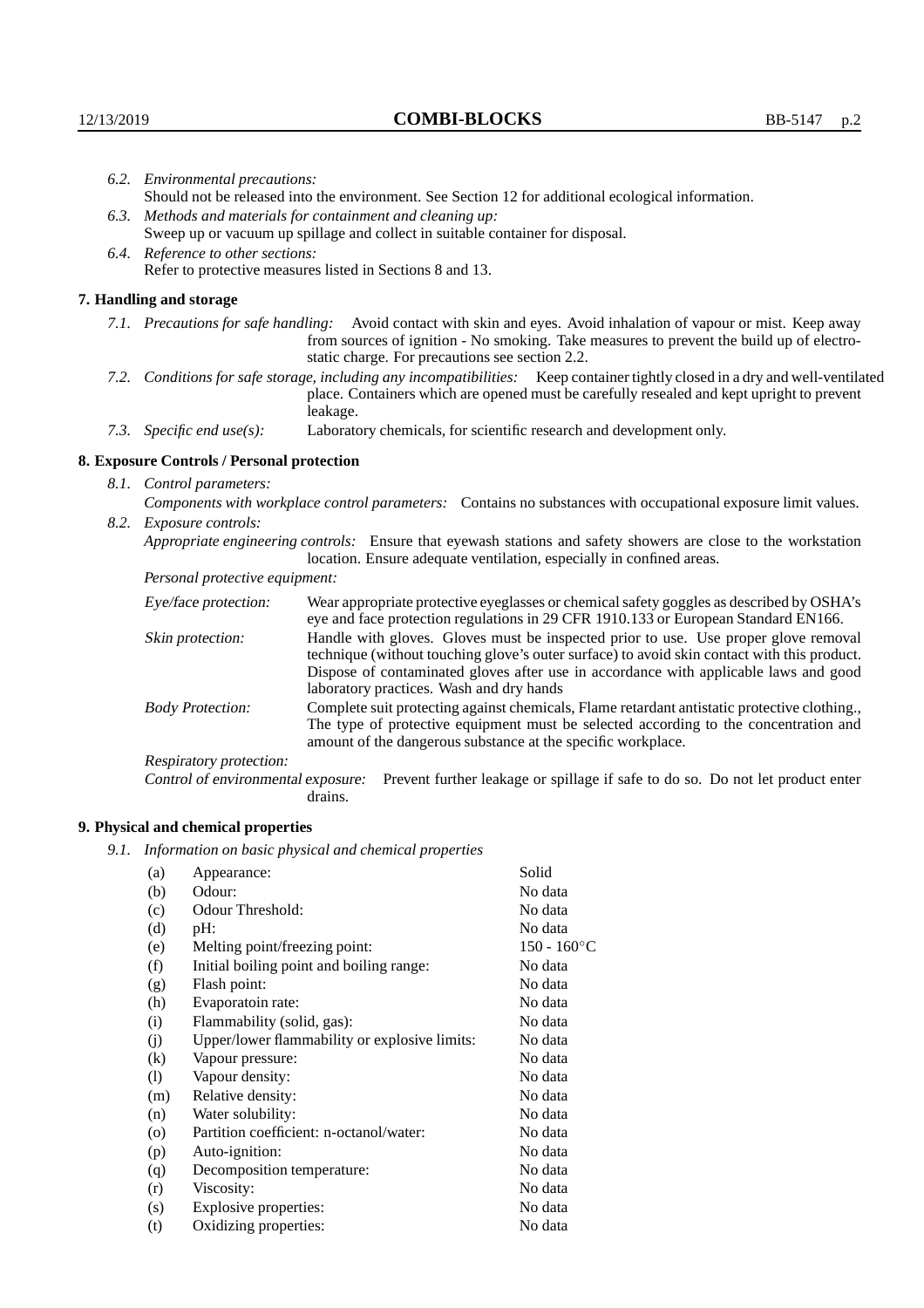*6.2. Environmental precautions:*

Should not be released into the environment. See Section 12 for additional ecological information.

*6.3. Methods and materials for containment and cleaning up:*

Sweep up or vacuum up spillage and collect in suitable container for disposal.

*6.4. Reference to other sections:*

Refer to protective measures listed in Sections 8 and 13.

## 7. Handling and storage

*7.1. Precautions for safe handling:* Avoid contact with skin and eyes. Avoid inhalation of vapour or mist. Keep away from sources of ignition - No smoking. Take measures to prevent the build up of electrostatic charge. For precautions see section 2.2.

*7.2. Conditions for safe storage, including any incompatibilities:* Keep container tightly closed in a dry and well-ventilated place. Containers which are opened must be carefully resealed and kept upright to prevent leakage.

*7.3. Specific end use(s):* Laboratory chemicals, for scientific research and development only.

## 8. Exposure Controls / Personal protection

*8.1. Control parameters:*

*Components with workplace control parameters:* Contains no substances with occupational exposure limit values.

*8.2. Exposure controls:*

*Appropriate engineering controls:* Ensure that eyewash stations and safety showers are close to the workstation location. Ensure adequate ventilation, especially in confined areas.

*Personal protective equipment:*

*Eye/face protection:* Wear appropriate protective eyeglasses or chemical safety goggles as described by OSHA's eye and face protection regulations in 29 CFR 1910.133 or European Standard EN166.

*Skin protection:* Handle with gloves. Gloves must be inspected prior to use. Use proper glove removal technique (without touching glove's outer surface) to avoid skin contact with this product. Dispose of contaminated gloves after use in accordance with applicable laws and good laboratory practices. Wash and dry hands

*Body Protection:* Complete suit protecting against chemicals, Flame retardant antistatic protective clothing., The type of protective equipment must be selected according to the concentration and amount of the dangerous substance at the specific workplace.

*Respiratory protection:*

*Control of environmental exposure:* Prevent further leakage or spillage if safe to do so. Do not let product enter drains.

## 9. Physical and chemical properties

*9.1. Information on basic physical and chemical properties*

| | | |
|---|---|---|
| (a) | Appearance: | Solid |
| (b) | Odour: | No data |
| (c) | Odour Threshold: | No data |
| (d) | pH: | No data |
| (e) | Melting point/freezing point: | 150 - 160°C |
| (f) | Initial boiling point and boiling range: | No data |
| (g) | Flash point: | No data |
| (h) | Evaporatoin rate: | No data |
| (i) | Flammability (solid, gas): | No data |
| (j) | Upper/lower flammability or explosive limits: | No data |
| (k) | Vapour pressure: | No data |
| (l) | Vapour density: | No data |
| (m) | Relative density: | No data |
| (n) | Water solubility: | No data |
| (o) | Partition coefficient: n-octanol/water: | No data |
| (p) | Auto-ignition: | No data |
| (q) | Decomposition temperature: | No data |
| (r) | Viscosity: | No data |
| (s) | Explosive properties: | No data |
| (t) | Oxidizing properties: | No data |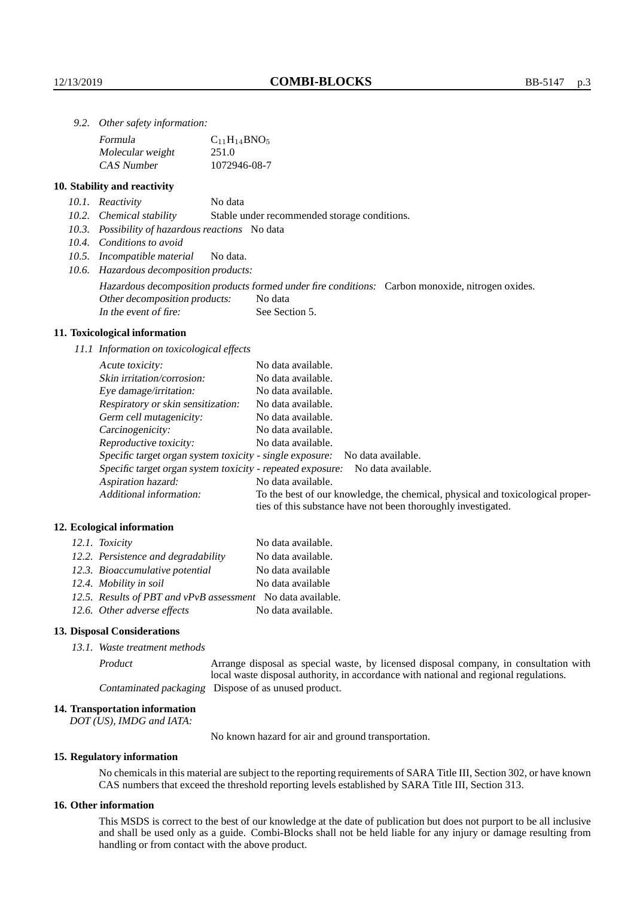*9.2. Other safety information:*

| | |
|---|---|
| *Formula* | $C_{11}H_{14}BNO_5$ |
| *Molecular weight* | 251.0 |
| *CAS Number* | 1072946-08-7 |

## 10. Stability and reactivity

- *10.1. Reactivity* No data
- *10.2. Chemical stability* Stable under recommended storage conditions.
- *10.3. Possibility of hazardous reactions* No data
- *10.4. Conditions to avoid*
- *10.5. Incompatible material* No data.
- *10.6. Hazardous decomposition products:*

*Hazardous decomposition products formed under fire conditions:* Carbon monoxide, nitrogen oxides.
*Other decomposition products:* No data
*In the event of fire:* See Section 5.

## 11. Toxicological information

*11.1 Information on toxicological effects*

| | |
|---|---|
| *Acute toxicity:* | No data available. |
| *Skin irritation/corrosion:* | No data available. |
| *Eye damage/irritation:* | No data available. |
| *Respiratory or skin sensitization:* | No data available. |
| *Germ cell mutagenicity:* | No data available. |
| *Carcinogenicity:* | No data available. |
| *Reproductive toxicity:* | No data available. |
| *Specific target organ system toxicity - single exposure:* | No data available. |
| *Specific target organ system toxicity - repeated exposure:* | No data available. |
| *Aspiration hazard:* | No data available. |
| *Additional information:* | To the best of our knowledge, the chemical, physical and toxicological properties of this substance have not been thoroughly investigated. |

## 12. Ecological information

| | |
|---|---|
| *12.1. Toxicity* | No data available. |
| *12.2. Persistence and degradability* | No data available. |
| *12.3. Bioaccumulative potential* | No data available |
| *12.4. Mobility in soil* | No data available |
| *12.5. Results of PBT and vPvB assessment* | No data available. |
| *12.6. Other adverse effects* | No data available. |

## 13. Disposal Considerations

*13.1. Waste treatment methods*

*Product* Arrange disposal as special waste, by licensed disposal company, in consultation with local waste disposal authority, in accordance with national and regional regulations.

*Contaminated packaging* Dispose of as unused product.

## 14. Transportation information

*DOT (US), IMDG and IATA:*

No known hazard for air and ground transportation.

## 15. Regulatory information

No chemicals in this material are subject to the reporting requirements of SARA Title III, Section 302, or have known CAS numbers that exceed the threshold reporting levels established by SARA Title III, Section 313.

## 16. Other information

This MSDS is correct to the best of our knowledge at the date of publication but does not purport to be all inclusive and shall be used only as a guide. Combi-Blocks shall not be held liable for any injury or damage resulting from handling or from contact with the above product.